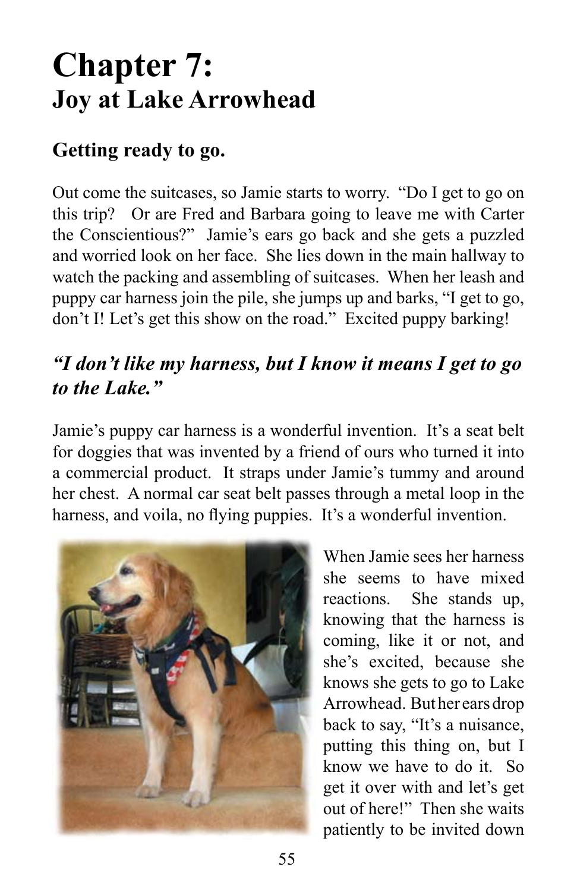# Chapter 7:
## Joy at Lake Arrowhead

### Getting ready to go.

Out come the suitcases, so Jamie starts to worry. "Do I get to go on this trip? Or are Fred and Barbara going to leave me with Carter the Conscientious?" Jamie's ears go back and she gets a puzzled and worried look on her face. She lies down in the main hallway to watch the packing and assembling of suitcases. When her leash and puppy car harness join the pile, she jumps up and barks, "I get to go, don't I! Let's get this show on the road." Excited puppy barking!

### *"I don't like my harness, but I know it means I get to go to the Lake."*

Jamie's puppy car harness is a wonderful invention. It's a seat belt for doggies that was invented by a friend of ours who turned it into a commercial product. It straps under Jamie's tummy and around her chest. A normal car seat belt passes through a metal loop in the harness, and voila, no flying puppies. It's a wonderful invention.

When Jamie sees her harness she seems to have mixed reactions. She stands up, knowing that the harness is coming, like it or not, and she's excited, because she knows she gets to go to Lake Arrowhead. But her ears drop back to say, "It's a nuisance, putting this thing on, but I know we have to do it. So get it over with and let's get out of here!" Then she waits patiently to be invited down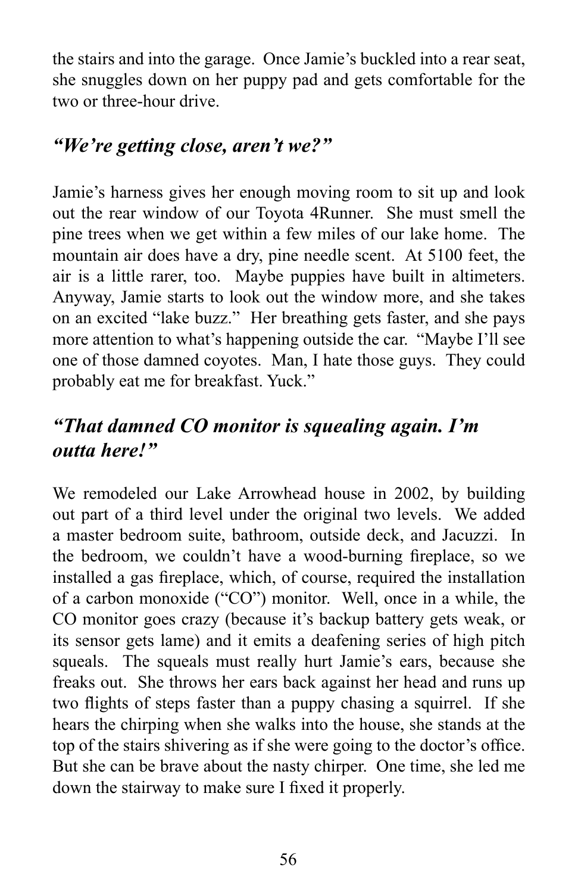the stairs and into the garage. Once Jamie's buckled into a rear seat, she snuggles down on her puppy pad and gets comfortable for the two or three-hour drive.

## *"We're getting close, aren't we?"*

Jamie's harness gives her enough moving room to sit up and look out the rear window of our Toyota 4Runner. She must smell the pine trees when we get within a few miles of our lake home. The mountain air does have a dry, pine needle scent. At 5100 feet, the air is a little rarer, too. Maybe puppies have built in altimeters. Anyway, Jamie starts to look out the window more, and she takes on an excited "lake buzz." Her breathing gets faster, and she pays more attention to what's happening outside the car. "Maybe I'll see one of those damned coyotes. Man, I hate those guys. They could probably eat me for breakfast. Yuck."

## *"That damned CO monitor is squealing again. I'm outta here!"*

We remodeled our Lake Arrowhead house in 2002, by building out part of a third level under the original two levels. We added a master bedroom suite, bathroom, outside deck, and Jacuzzi. In the bedroom, we couldn't have a wood-burning fireplace, so we installed a gas fireplace, which, of course, required the installation of a carbon monoxide ("CO") monitor. Well, once in a while, the CO monitor goes crazy (because it's backup battery gets weak, or its sensor gets lame) and it emits a deafening series of high pitch squeals. The squeals must really hurt Jamie's ears, because she freaks out. She throws her ears back against her head and runs up two flights of steps faster than a puppy chasing a squirrel. If she hears the chirping when she walks into the house, she stands at the top of the stairs shivering as if she were going to the doctor's office. But she can be brave about the nasty chirper. One time, she led me down the stairway to make sure I fixed it properly.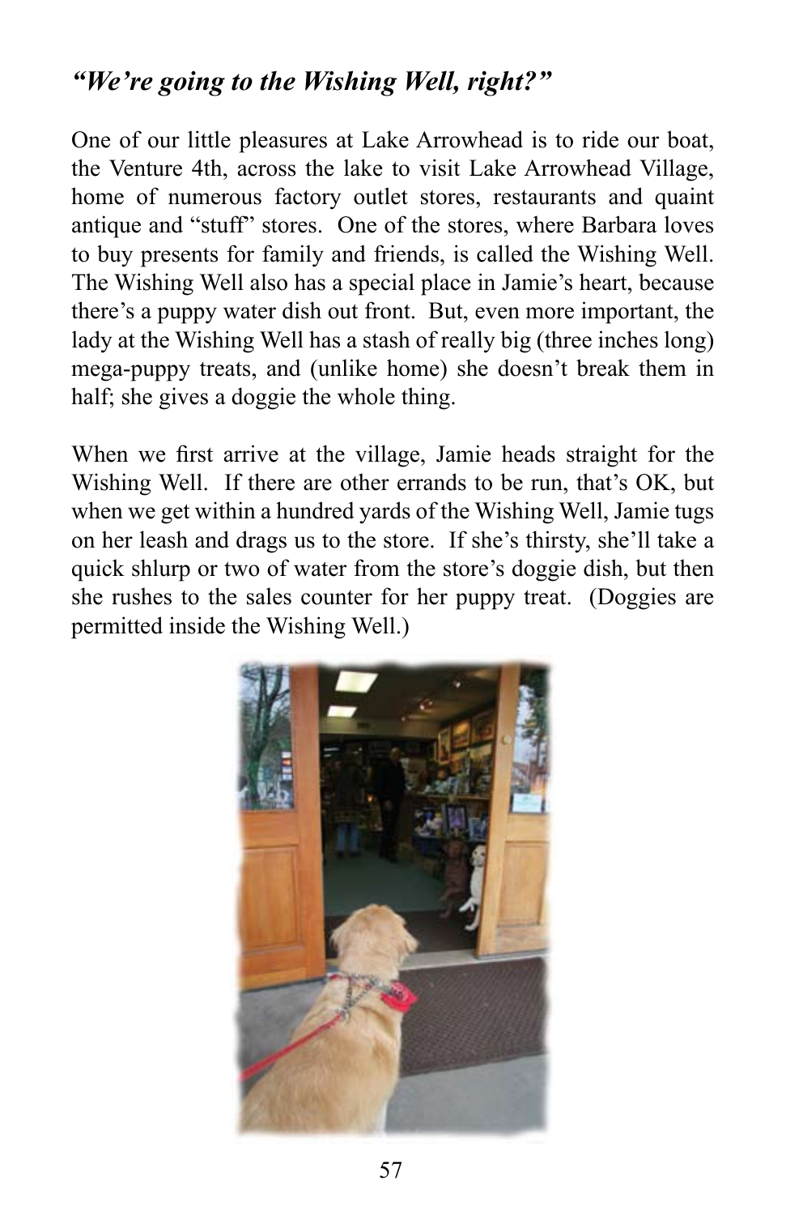## *"We're going to the Wishing Well, right?"*

One of our little pleasures at Lake Arrowhead is to ride our boat, the Venture 4th, across the lake to visit Lake Arrowhead Village, home of numerous factory outlet stores, restaurants and quaint antique and "stuff" stores. One of the stores, where Barbara loves to buy presents for family and friends, is called the Wishing Well. The Wishing Well also has a special place in Jamie's heart, because there's a puppy water dish out front. But, even more important, the lady at the Wishing Well has a stash of really big (three inches long) mega-puppy treats, and (unlike home) she doesn't break them in half; she gives a doggie the whole thing.

When we first arrive at the village, Jamie heads straight for the Wishing Well. If there are other errands to be run, that's OK, but when we get within a hundred yards of the Wishing Well, Jamie tugs on her leash and drags us to the store. If she's thirsty, she'll take a quick shlurp or two of water from the store's doggie dish, but then she rushes to the sales counter for her puppy treat. (Doggies are permitted inside the Wishing Well.)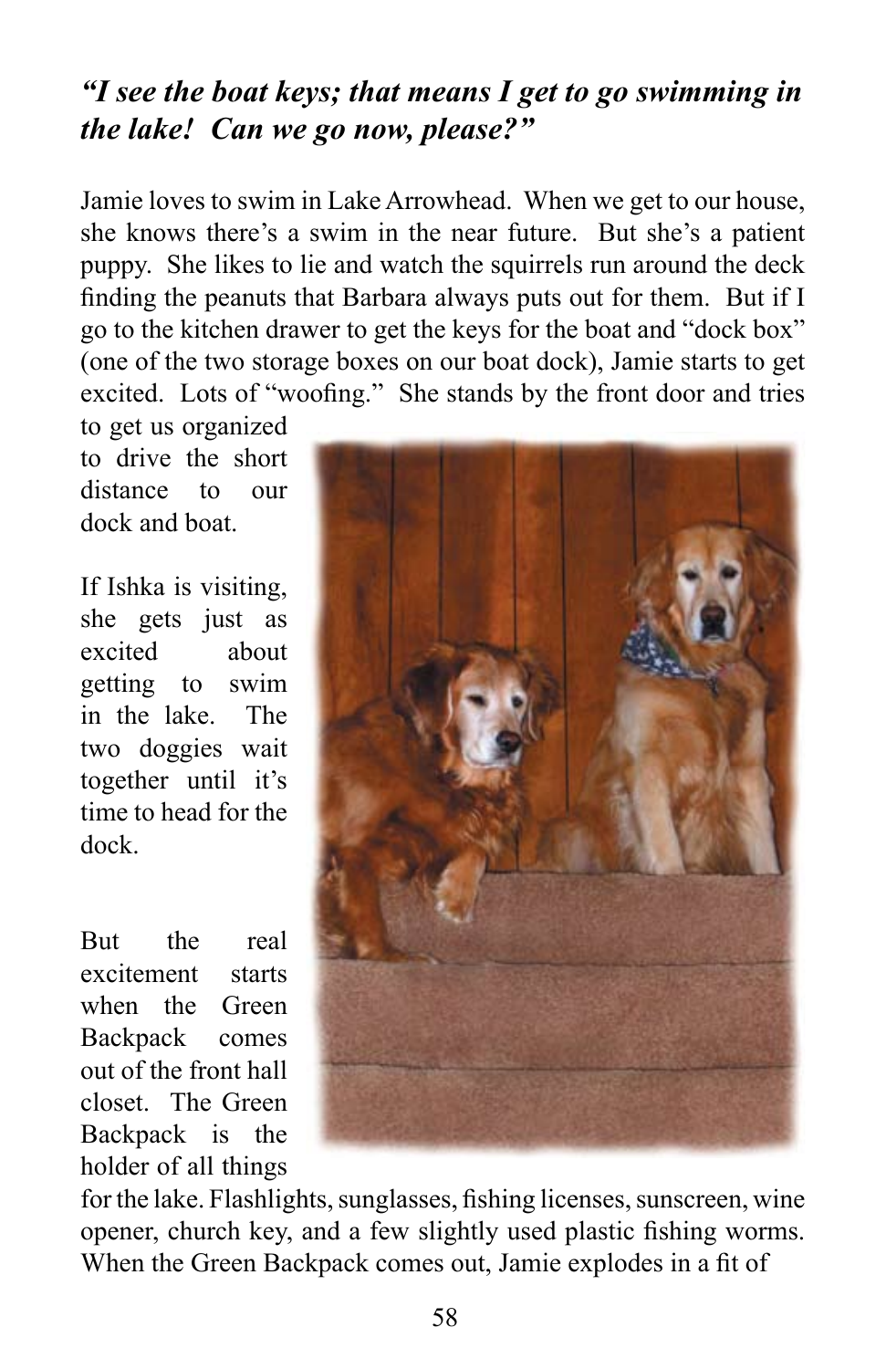***"I see the boat keys; that means I get to go swimming in the lake! Can we go now, please?"***

Jamie loves to swim in Lake Arrowhead. When we get to our house, she knows there's a swim in the near future. But she's a patient puppy. She likes to lie and watch the squirrels run around the deck finding the peanuts that Barbara always puts out for them. But if I go to the kitchen drawer to get the keys for the boat and "dock box" (one of the two storage boxes on our boat dock), Jamie starts to get excited. Lots of "woofing." She stands by the front door and tries to get us organized to drive the short distance to our dock and boat.

If Ishka is visiting, she gets just as excited about getting to swim in the lake. The two doggies wait together until it's time to head for the dock.

But the real excitement starts when the Green Backpack comes out of the front hall closet. The Green Backpack is the holder of all things for the lake. Flashlights, sunglasses, fishing licenses, sunscreen, wine opener, church key, and a few slightly used plastic fishing worms. When the Green Backpack comes out, Jamie explodes in a fit of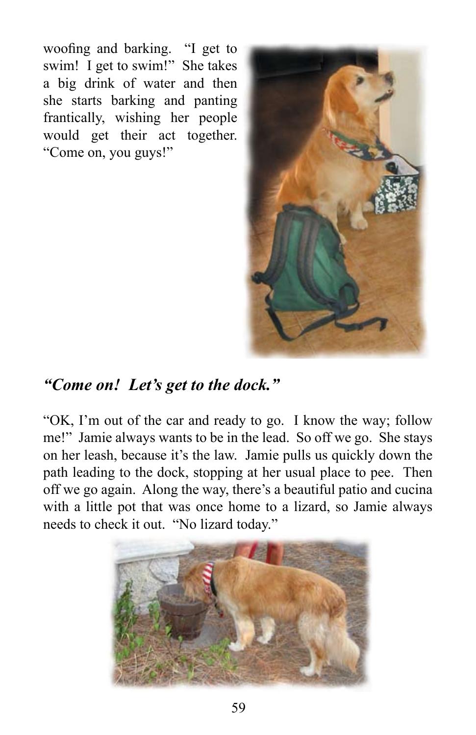woofing and barking. "I get to swim! I get to swim!" She takes a big drink of water and then she starts barking and panting frantically, wishing her people would get their act together. "Come on, you guys!"

## *"Come on! Let's get to the dock."*

"OK, I'm out of the car and ready to go. I know the way; follow me!" Jamie always wants to be in the lead. So off we go. She stays on her leash, because it's the law. Jamie pulls us quickly down the path leading to the dock, stopping at her usual place to pee. Then off we go again. Along the way, there's a beautiful patio and cucina with a little pot that was once home to a lizard, so Jamie always needs to check it out. "No lizard today."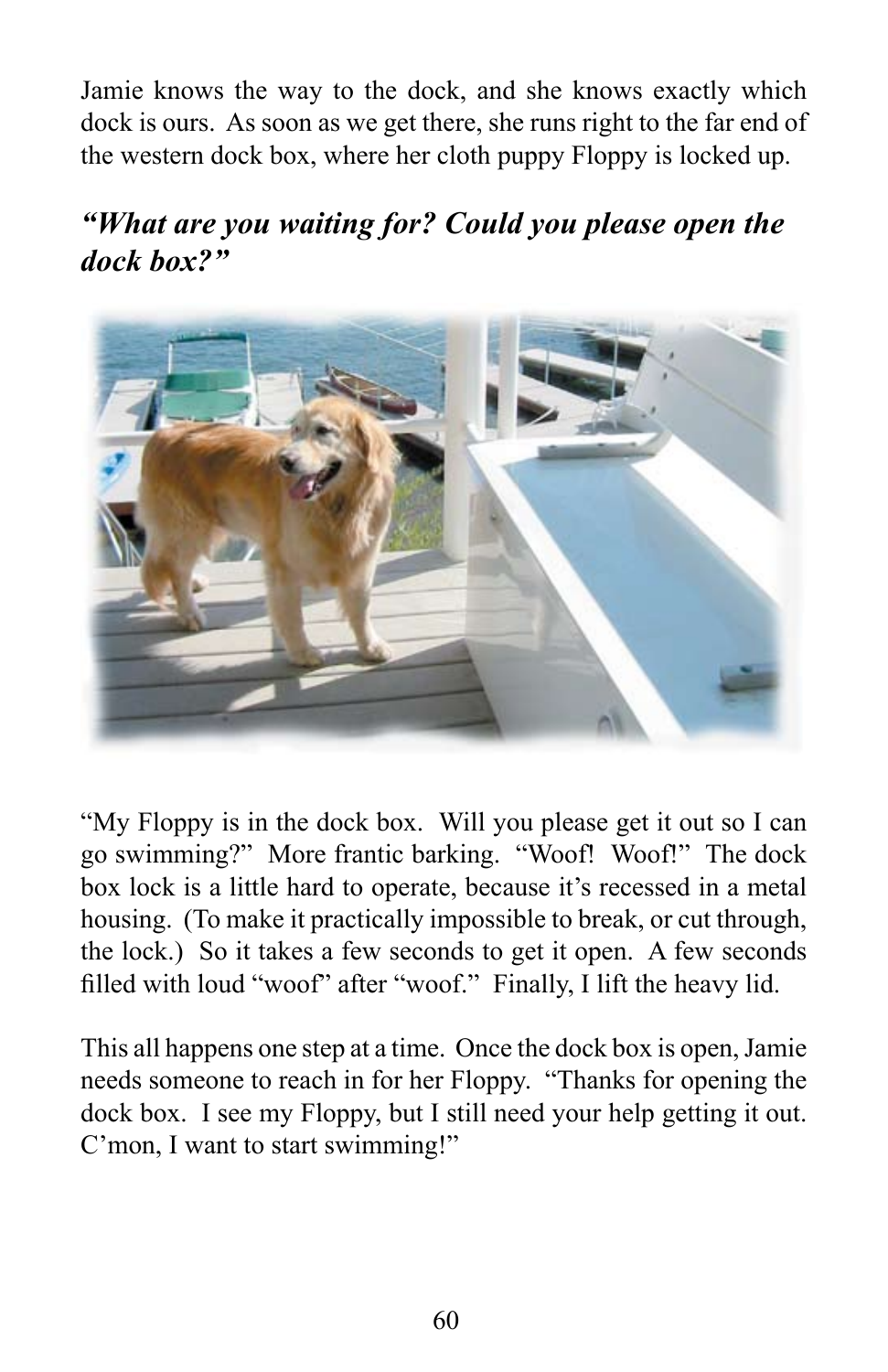Jamie knows the way to the dock, and she knows exactly which dock is ours. As soon as we get there, she runs right to the far end of the western dock box, where her cloth puppy Floppy is locked up.

***"What are you waiting for? Could you please open the dock box?"***

"My Floppy is in the dock box. Will you please get it out so I can go swimming?" More frantic barking. "Woof! Woof!" The dock box lock is a little hard to operate, because it's recessed in a metal housing. (To make it practically impossible to break, or cut through, the lock.) So it takes a few seconds to get it open. A few seconds filled with loud "woof" after "woof." Finally, I lift the heavy lid.

This all happens one step at a time. Once the dock box is open, Jamie needs someone to reach in for her Floppy. "Thanks for opening the dock box. I see my Floppy, but I still need your help getting it out. C'mon, I want to start swimming!"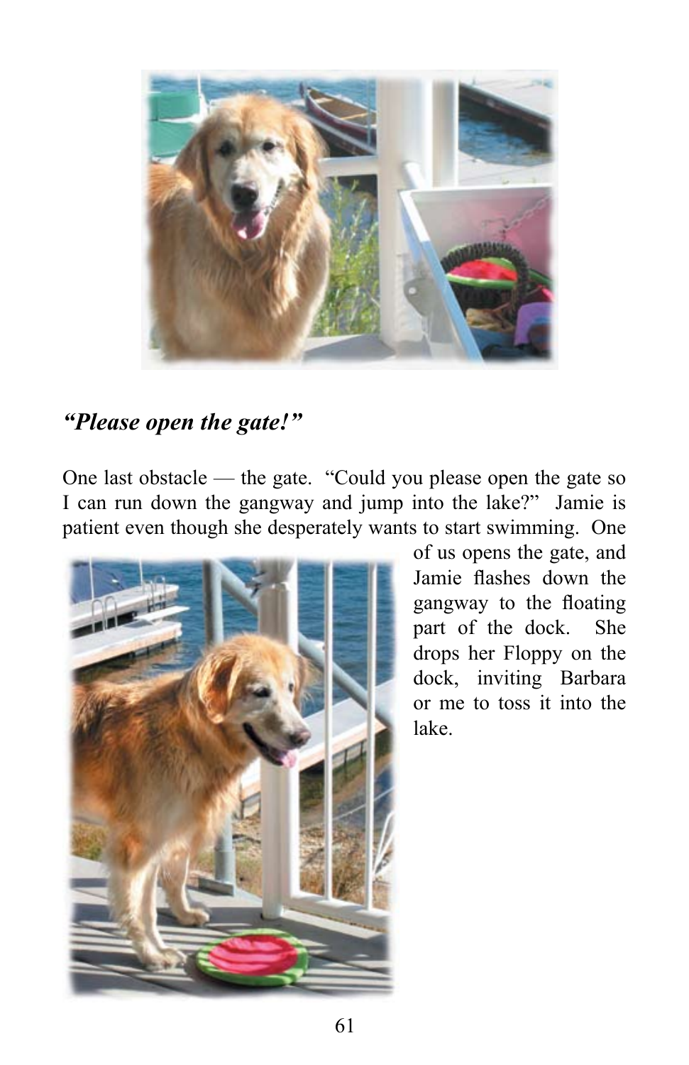*“Please open the gate!”*

One last obstacle — the gate. “Could you please open the gate so I can run down the gangway and jump into the lake?” Jamie is patient even though she desperately wants to start swimming. One of us opens the gate, and Jamie flashes down the gangway to the floating part of the dock. She drops her Floppy on the dock, inviting Barbara or me to toss it into the lake.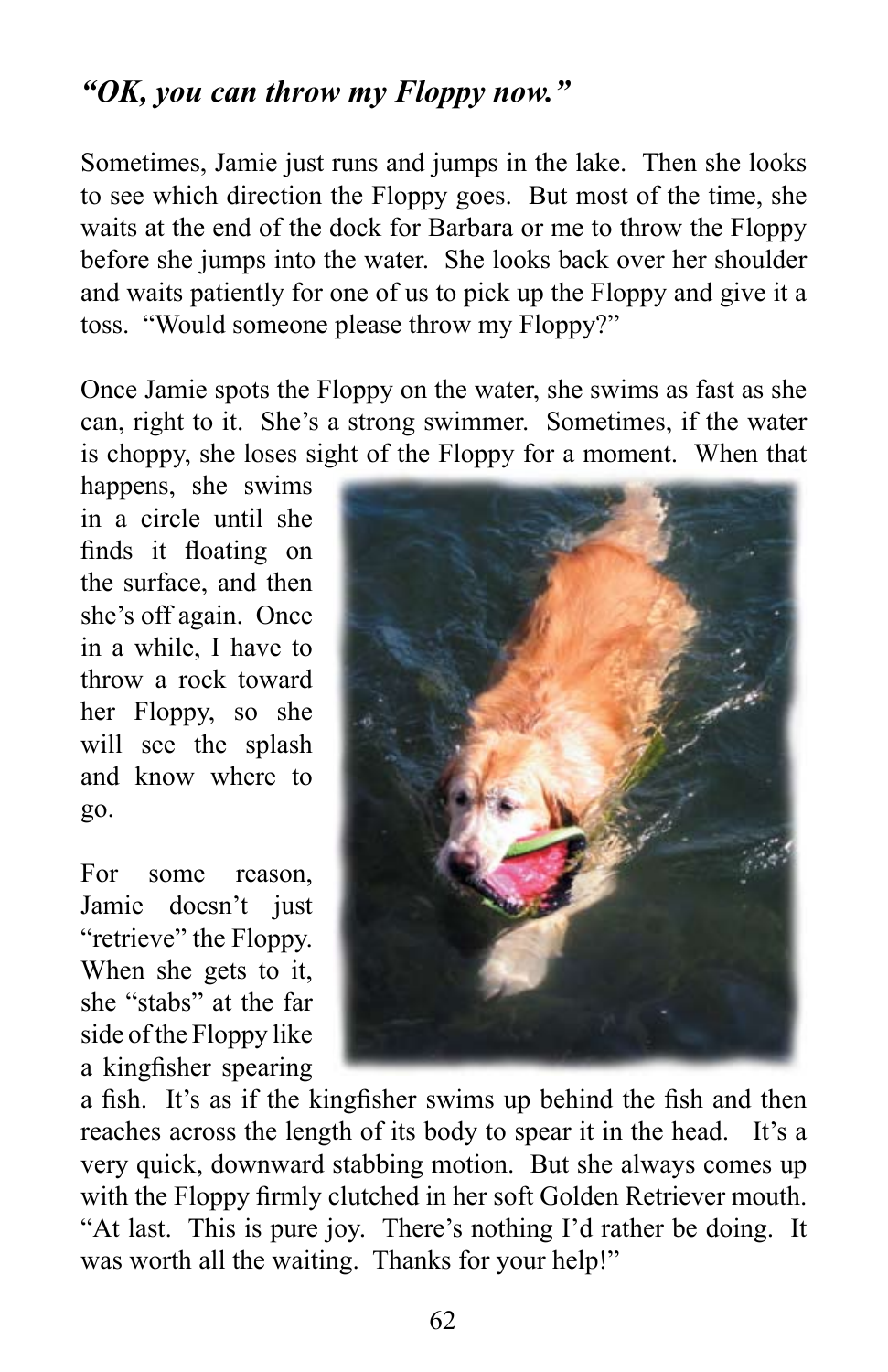## *"OK, you can throw my Floppy now."*

Sometimes, Jamie just runs and jumps in the lake. Then she looks to see which direction the Floppy goes. But most of the time, she waits at the end of the dock for Barbara or me to throw the Floppy before she jumps into the water. She looks back over her shoulder and waits patiently for one of us to pick up the Floppy and give it a toss. "Would someone please throw my Floppy?"

Once Jamie spots the Floppy on the water, she swims as fast as she can, right to it. She's a strong swimmer. Sometimes, if the water is choppy, she loses sight of the Floppy for a moment. When that happens, she swims in a circle until she finds it floating on the surface, and then she's off again. Once in a while, I have to throw a rock toward her Floppy, so she will see the splash and know where to go.

For some reason, Jamie doesn't just "retrieve" the Floppy. When she gets to it, she "stabs" at the far side of the Floppy like a kingfisher spearing a fish. It's as if the kingfisher swims up behind the fish and then reaches across the length of its body to spear it in the head. It's a very quick, downward stabbing motion. But she always comes up with the Floppy firmly clutched in her soft Golden Retriever mouth. "At last. This is pure joy. There's nothing I'd rather be doing. It was worth all the waiting. Thanks for your help!"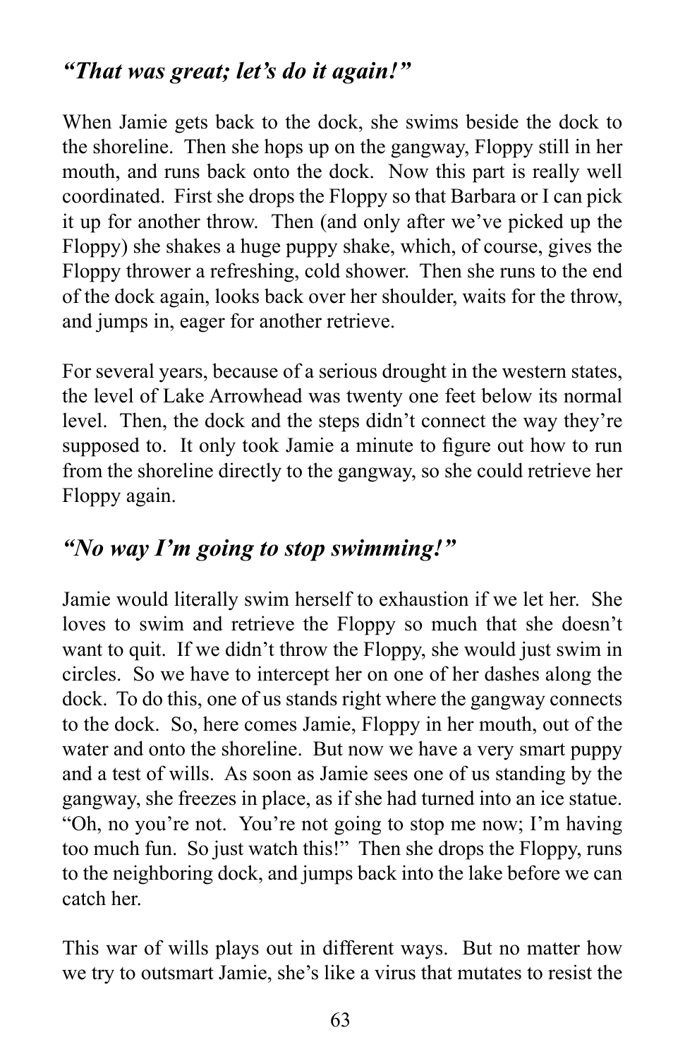## *"That was great; let's do it again!"*

When Jamie gets back to the dock, she swims beside the dock to the shoreline. Then she hops up on the gangway, Floppy still in her mouth, and runs back onto the dock. Now this part is really well coordinated. First she drops the Floppy so that Barbara or I can pick it up for another throw. Then (and only after we've picked up the Floppy) she shakes a huge puppy shake, which, of course, gives the Floppy thrower a refreshing, cold shower. Then she runs to the end of the dock again, looks back over her shoulder, waits for the throw, and jumps in, eager for another retrieve.

For several years, because of a serious drought in the western states, the level of Lake Arrowhead was twenty one feet below its normal level. Then, the dock and the steps didn't connect the way they're supposed to. It only took Jamie a minute to figure out how to run from the shoreline directly to the gangway, so she could retrieve her Floppy again.

## *"No way I'm going to stop swimming!"*

Jamie would literally swim herself to exhaustion if we let her. She loves to swim and retrieve the Floppy so much that she doesn't want to quit. If we didn't throw the Floppy, she would just swim in circles. So we have to intercept her on one of her dashes along the dock. To do this, one of us stands right where the gangway connects to the dock. So, here comes Jamie, Floppy in her mouth, out of the water and onto the shoreline. But now we have a very smart puppy and a test of wills. As soon as Jamie sees one of us standing by the gangway, she freezes in place, as if she had turned into an ice statue. "Oh, no you're not. You're not going to stop me now; I'm having too much fun. So just watch this!" Then she drops the Floppy, runs to the neighboring dock, and jumps back into the lake before we can catch her.

This war of wills plays out in different ways. But no matter how we try to outsmart Jamie, she's like a virus that mutates to resist the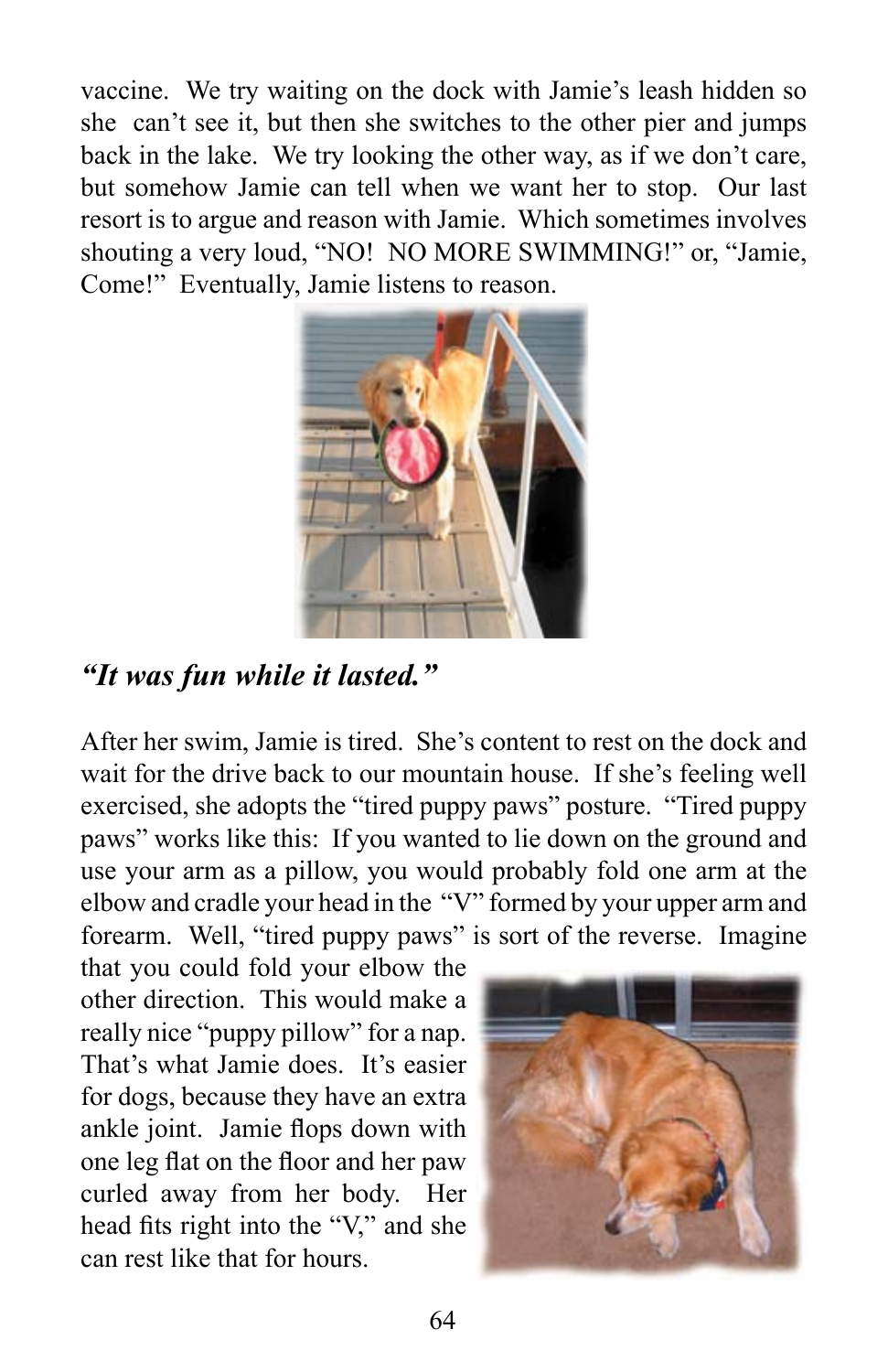vaccine. We try waiting on the dock with Jamie's leash hidden so she can't see it, but then she switches to the other pier and jumps back in the lake. We try looking the other way, as if we don't care, but somehow Jamie can tell when we want her to stop. Our last resort is to argue and reason with Jamie. Which sometimes involves shouting a very loud, "NO! NO MORE SWIMMING!" or, "Jamie, Come!" Eventually, Jamie listens to reason.

### *"It was fun while it lasted."*

After her swim, Jamie is tired. She's content to rest on the dock and wait for the drive back to our mountain house. If she's feeling well exercised, she adopts the "tired puppy paws" posture. "Tired puppy paws" works like this: If you wanted to lie down on the ground and use your arm as a pillow, you would probably fold one arm at the elbow and cradle your head in the "V" formed by your upper arm and forearm. Well, "tired puppy paws" is sort of the reverse. Imagine that you could fold your elbow the other direction. This would make a really nice "puppy pillow" for a nap. That's what Jamie does. It's easier for dogs, because they have an extra ankle joint. Jamie flops down with one leg flat on the floor and her paw curled away from her body. Her head fits right into the "V," and she can rest like that for hours.